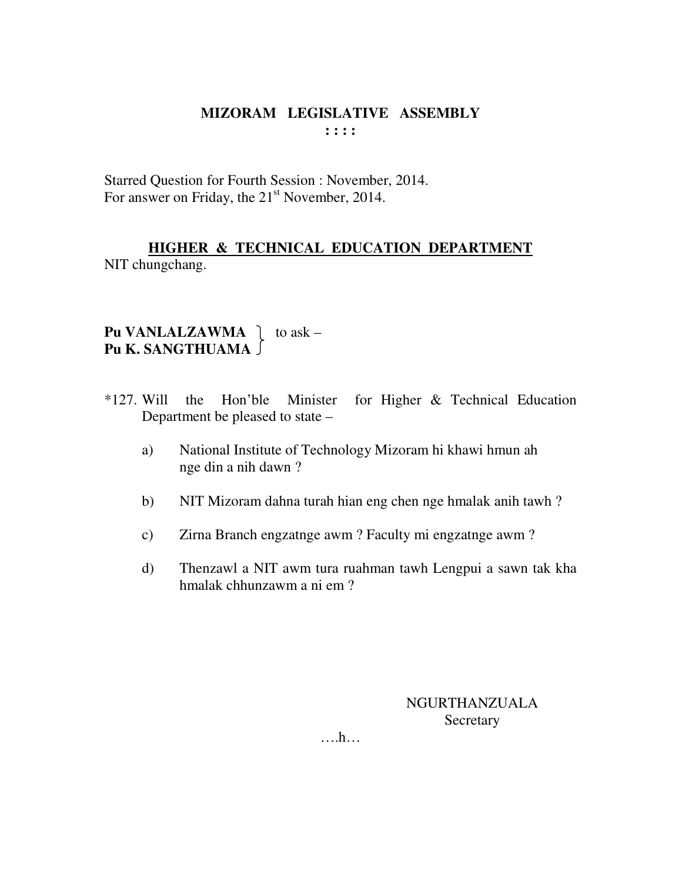# MIZORAM LEGISLATIVE ASSEMBLY

: : : :

Starred Question for Fourth Session : November, 2014.
For answer on Friday, the 21st November, 2014.

## HIGHER & TECHNICAL EDUCATION DEPARTMENT

NIT chungchang.

**Pu VANLALZAWMA**
**Pu K. SANGTHUAMA** } to ask –

*127. Will the Hon'ble Minister for Higher & Technical Education Department be pleased to state –

a) National Institute of Technology Mizoram hi khawi hmun ah nge din a nih dawn ?

b) NIT Mizoram dahna turah hian eng chen nge hmalak anih tawh ?

c) Zirna Branch engzatnge awm ? Faculty mi engzatnge awm ?

d) Thenzawl a NIT awm tura ruahman tawh Lengpui a sawn tak kha hmalak chhunzawm a ni em ?

NGURTHANZUALA
Secretary

….h…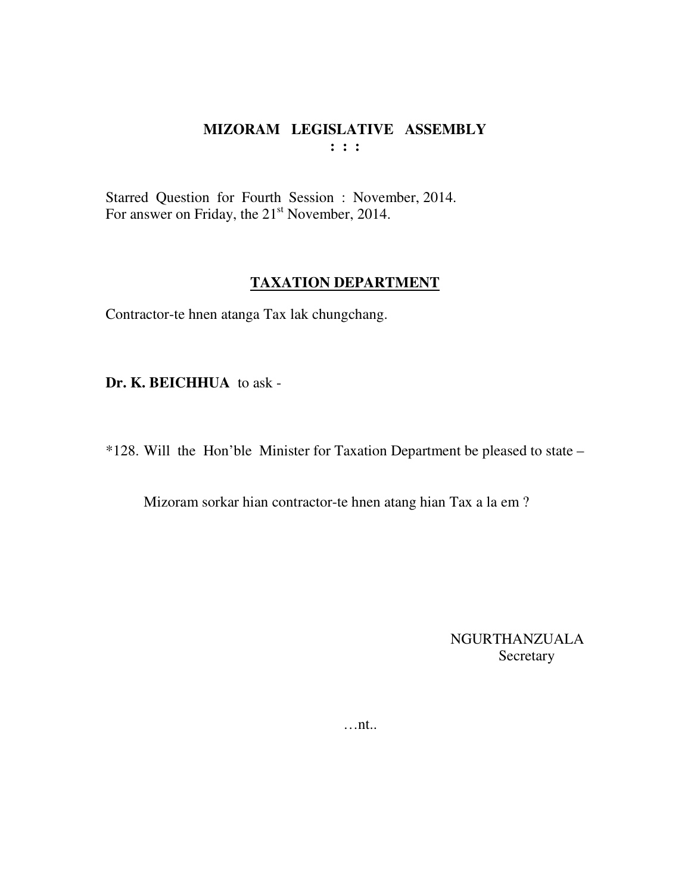# MIZORAM LEGISLATIVE ASSEMBLY

**: : :**

Starred Question for Fourth Session : November, 2014.
For answer on Friday, the 21st November, 2014.

## TAXATION DEPARTMENT

Contractor-te hnen atanga Tax lak chungchang.

**Dr. K. BEICHHUA** to ask -

*128. Will the Hon'ble Minister for Taxation Department be pleased to state –

Mizoram sorkar hian contractor-te hnen atang hian Tax a la em ?

NGURTHANZUALA
Secretary

…nt..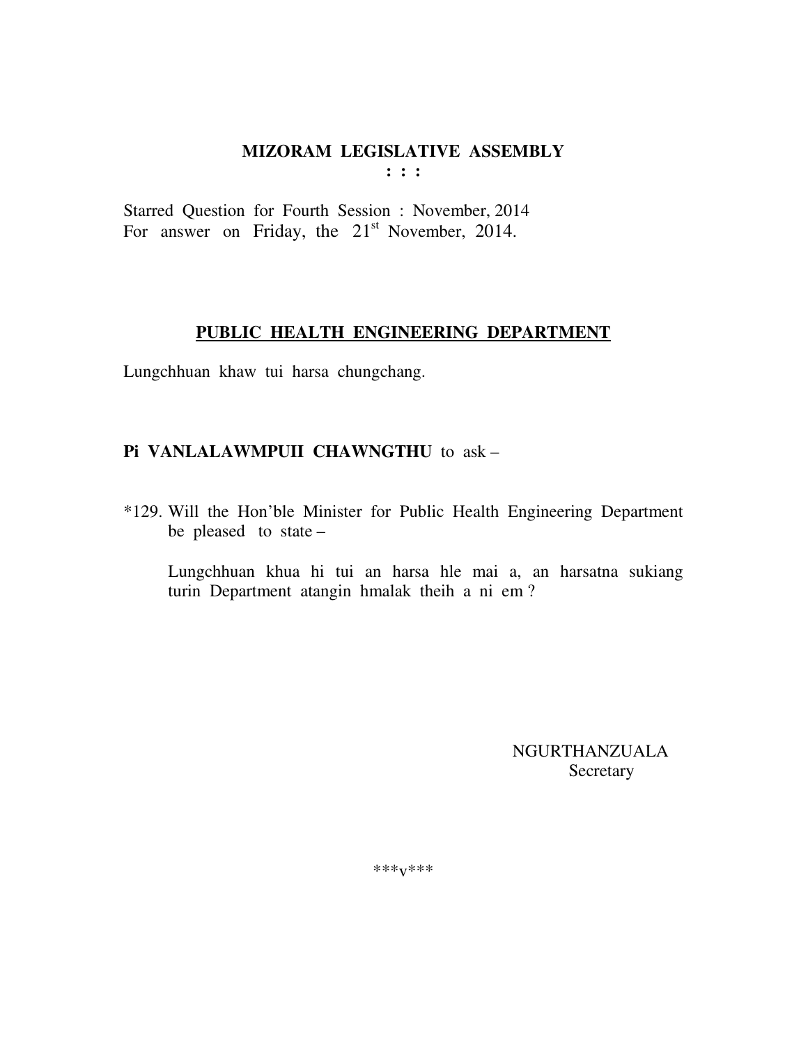# MIZORAM LEGISLATIVE ASSEMBLY

**: : :**

Starred Question for Fourth Session : November, 2014
For answer on Friday, the 21st November, 2014.

## PUBLIC HEALTH ENGINEERING DEPARTMENT

Lungchhuan khaw tui harsa chungchang.

**Pi VANLALAWMPUII CHAWNGTHU** to ask –

*129. Will the Hon'ble Minister for Public Health Engineering Department be pleased to state –

Lungchhuan khua hi tui an harsa hle mai a, an harsatna sukiang turin Department atangin hmalak theih a ni em ?

NGURTHANZUALA
Secretary

***v***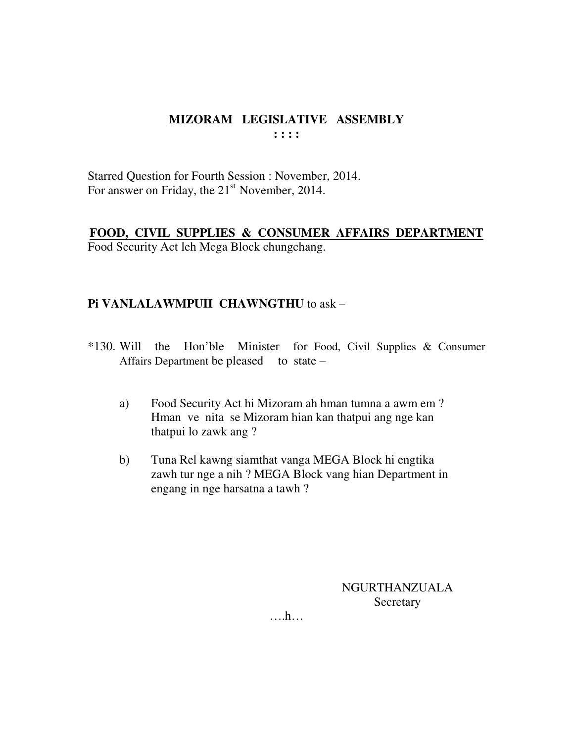# MIZORAM LEGISLATIVE ASSEMBLY

**: : : :**

Starred Question for Fourth Session : November, 2014.
For answer on Friday, the 21st November, 2014.

**<u>FOOD, CIVIL SUPPLIES & CONSUMER AFFAIRS DEPARTMENT</u>**
Food Security Act leh Mega Block chungchang.

**Pi VANLALAWMPUII CHAWNGTHU** to ask –

*130. Will the Hon'ble Minister for Food, Civil Supplies & Consumer Affairs Department be pleased to state –

a) Food Security Act hi Mizoram ah hman tumna a awm em ? Hman ve nita se Mizoram hian kan thatpui ang nge kan thatpui lo zawk ang ?

b) Tuna Rel kawng siamthat vanga MEGA Block hi engtika zawh tur nge a nih ? MEGA Block vang hian Department in engang in nge harsatna a tawh ?

NGURTHANZUALA
Secretary

….h…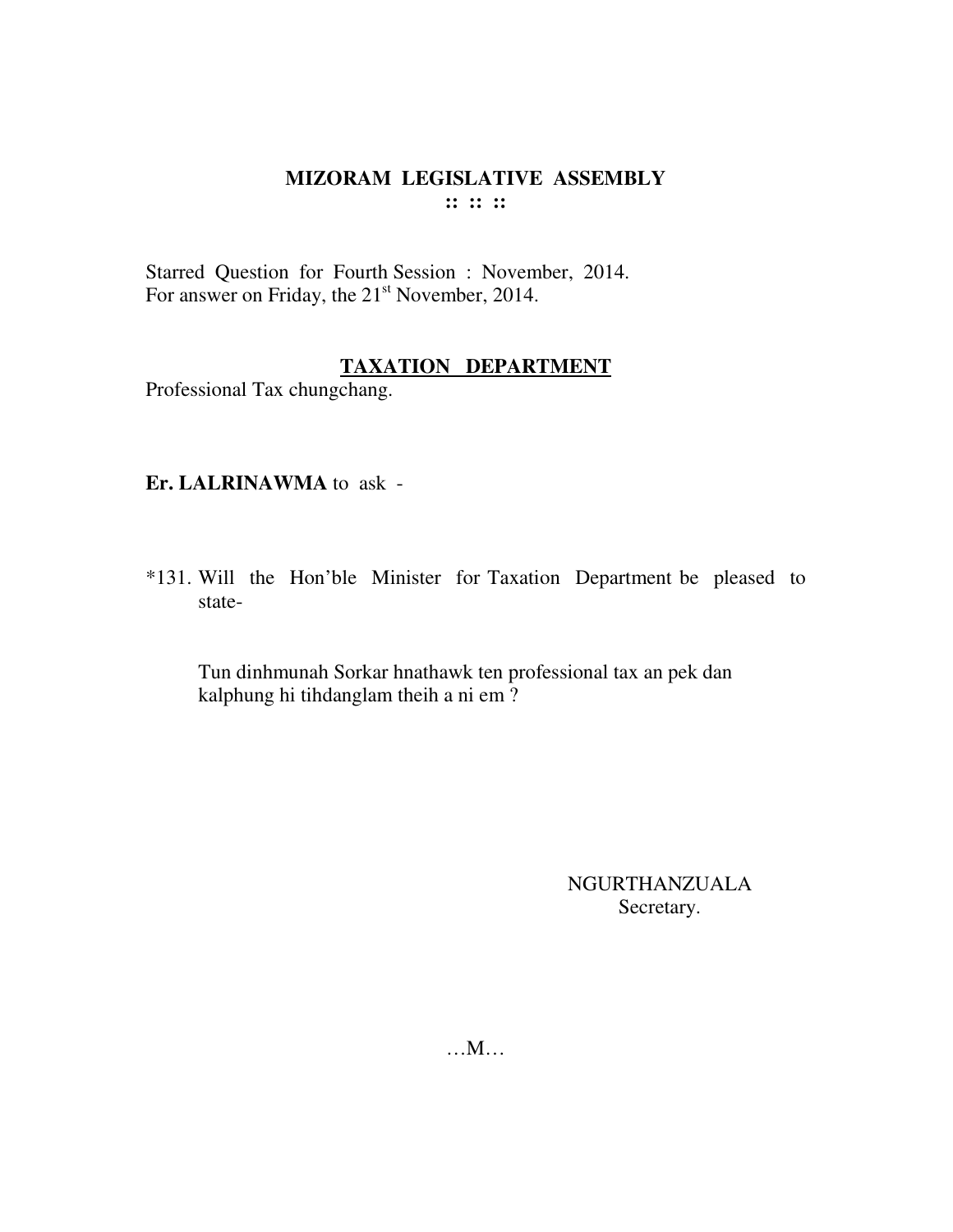# MIZORAM LEGISLATIVE ASSEMBLY

**:: :: ::**

Starred Question for Fourth Session : November, 2014.
For answer on Friday, the 21st November, 2014.

## TAXATION DEPARTMENT

Professional Tax chungchang.

**Er. LALRINAWMA** to ask -

*131. Will the Hon'ble Minister for Taxation Department be pleased to state-

Tun dinhmunah Sorkar hnathawk ten professional tax an pek dan kalphung hi tihdanglam theih a ni em ?

NGURTHANZUALA
Secretary.

…M…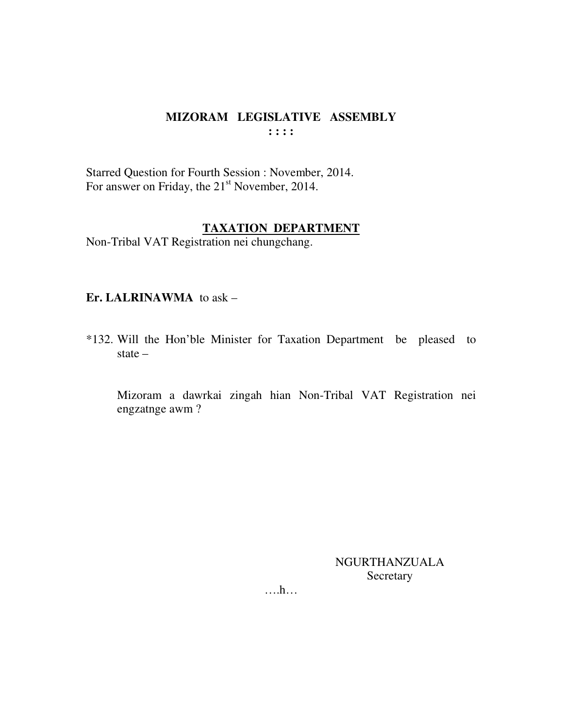**MIZORAM LEGISLATIVE ASSEMBLY**
**: : : :**

Starred Question for Fourth Session : November, 2014.
For answer on Friday, the 21st November, 2014.

**TAXATION DEPARTMENT**

Non-Tribal VAT Registration nei chungchang.

**Er. LALRINAWMA** to ask –

*132. Will the Hon'ble Minister for Taxation Department be pleased to state –

Mizoram a dawrkai zingah hian Non-Tribal VAT Registration nei engzatnge awm ?

NGURTHANZUALA
Secretary

….h…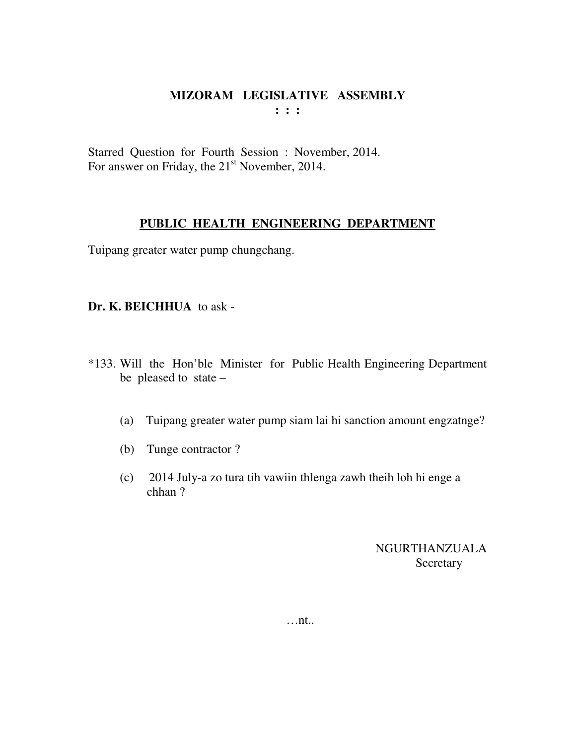# MIZORAM LEGISLATIVE ASSEMBLY

**: : :**

Starred Question for Fourth Session : November, 2014.
For answer on Friday, the 21st November, 2014.

## PUBLIC HEALTH ENGINEERING DEPARTMENT

Tuipang greater water pump chungchang.

**Dr. K. BEICHHUA** to ask -

*133. Will the Hon'ble Minister for Public Health Engineering Department be pleased to state –

(a) Tuipang greater water pump siam lai hi sanction amount engzatnge?

(b) Tunge contractor ?

(c) 2014 July-a zo tura tih vawiin thlenga zawh theih loh hi enge a chhan ?

NGURTHANZUALA
Secretary

…nt..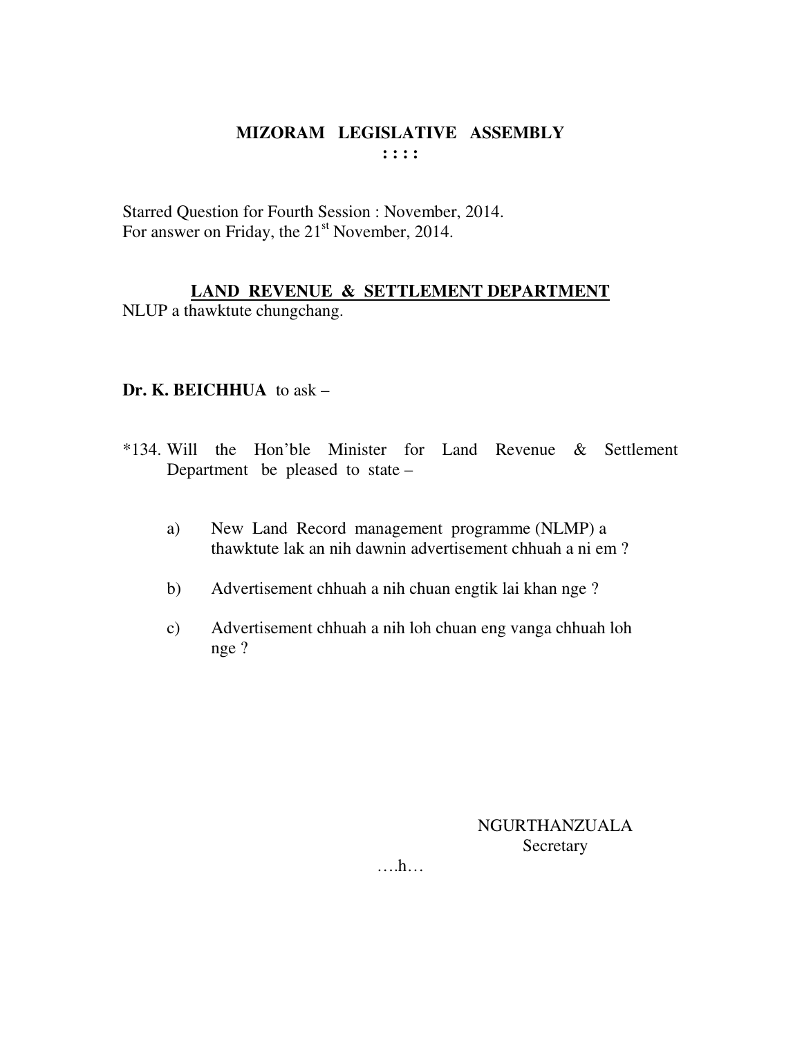# MIZORAM LEGISLATIVE ASSEMBLY

: : : :

Starred Question for Fourth Session : November, 2014.
For answer on Friday, the 21st November, 2014.

## LAND REVENUE & SETTLEMENT DEPARTMENT

NLUP a thawktute chungchang.

**Dr. K. BEICHHUA** to ask –

*134. Will the Hon'ble Minister for Land Revenue & Settlement Department be pleased to state –

a) New Land Record management programme (NLMP) a thawktute lak an nih dawnin advertisement chhuah a ni em ?

b) Advertisement chhuah a nih chuan engtik lai khan nge ?

c) Advertisement chhuah a nih loh chuan eng vanga chhuah loh nge ?

NGURTHANZUALA
Secretary

….h…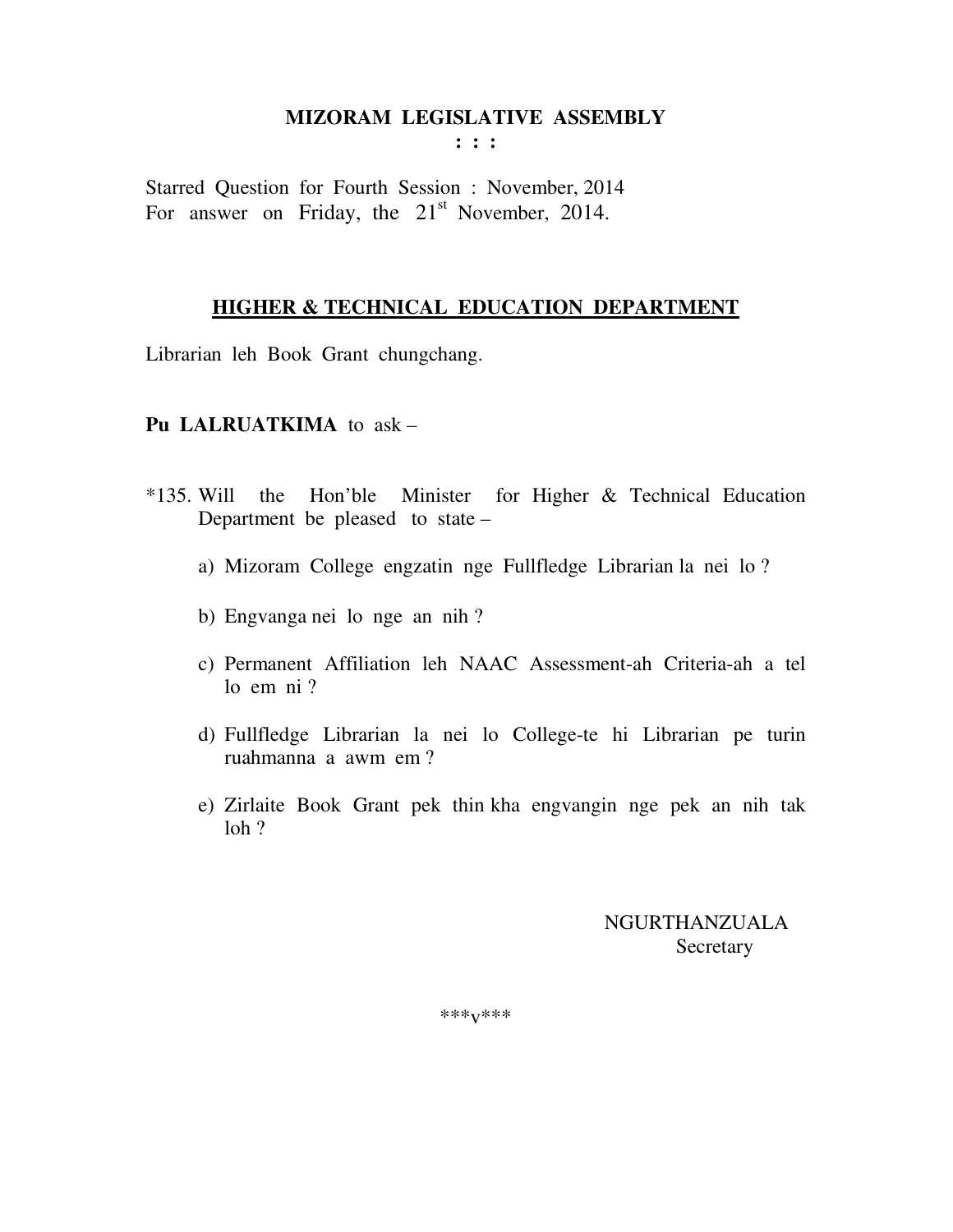**MIZORAM LEGISLATIVE ASSEMBLY**
**: : :**

Starred Question for Fourth Session : November, 2014
For answer on Friday, the 21st November, 2014.

## HIGHER & TECHNICAL EDUCATION DEPARTMENT

Librarian leh Book Grant chungchang.

**Pu LALRUATKIMA** to ask –

*135. Will the Hon'ble Minister for Higher & Technical Education Department be pleased to state –

a) Mizoram College engzatin nge Fullfledge Librarian la nei lo ?

b) Engvanga nei lo nge an nih ?

c) Permanent Affiliation leh NAAC Assessment-ah Criteria-ah a tel lo em ni ?

d) Fullfledge Librarian la nei lo College-te hi Librarian pe turin ruahmanna a awm em ?

e) Zirlaite Book Grant pek thin kha engvangin nge pek an nih tak loh ?

NGURTHANZUALA
Secretary

***v***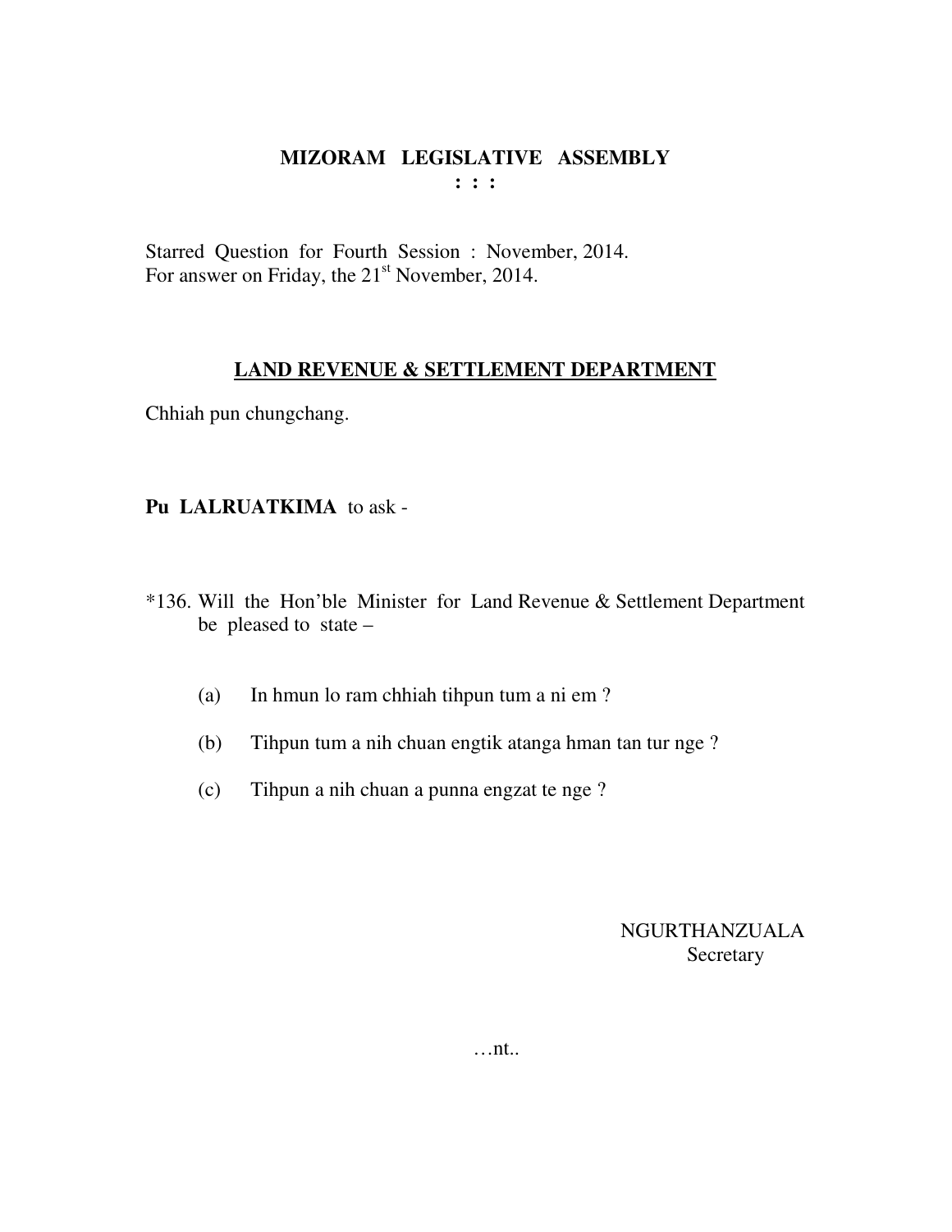# MIZORAM LEGISLATIVE ASSEMBLY

**: : :**

Starred Question for Fourth Session : November, 2014.
For answer on Friday, the 21st November, 2014.

## LAND REVENUE & SETTLEMENT DEPARTMENT

Chhiah pun chungchang.

**Pu LALRUATKIMA** to ask -

*136. Will the Hon'ble Minister for Land Revenue & Settlement Department be pleased to state –

(a) In hmun lo ram chhiah tihpun tum a ni em ?

(b) Tihpun tum a nih chuan engtik atanga hman tan tur nge ?

(c) Tihpun a nih chuan a punna engzat te nge ?

NGURTHANZUALA
Secretary

…nt..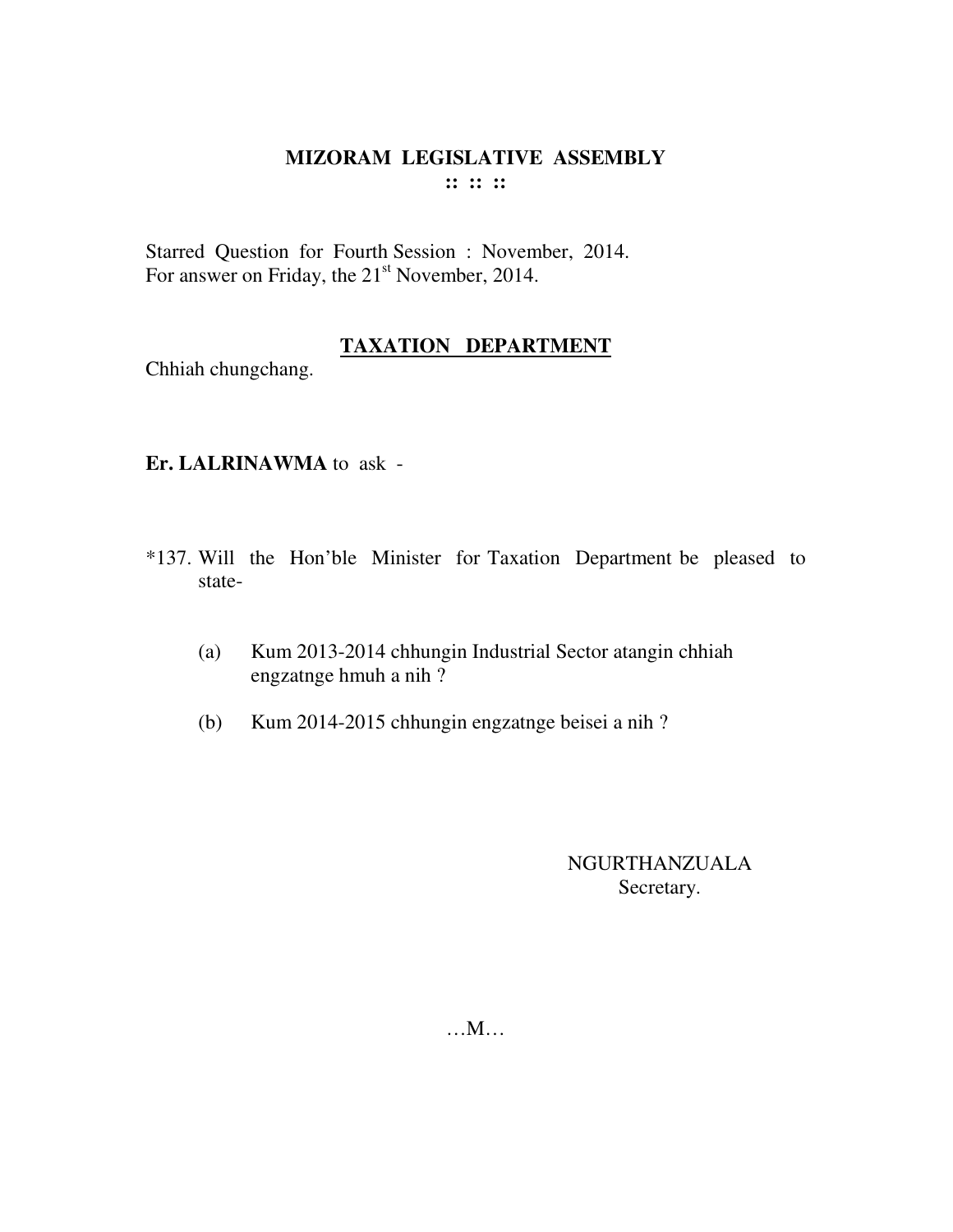# MIZORAM LEGISLATIVE ASSEMBLY

**:: :: ::**

Starred Question for Fourth Session : November, 2014.
For answer on Friday, the 21st November, 2014.

## TAXATION DEPARTMENT

Chhiah chungchang.

**Er. LALRINAWMA** to ask -

*137. Will the Hon'ble Minister for Taxation Department be pleased to state-

(a) Kum 2013-2014 chhungin Industrial Sector atangin chhiah engzatnge hmuh a nih ?

(b) Kum 2014-2015 chhungin engzatnge beisei a nih ?

NGURTHANZUALA
Secretary.

…M…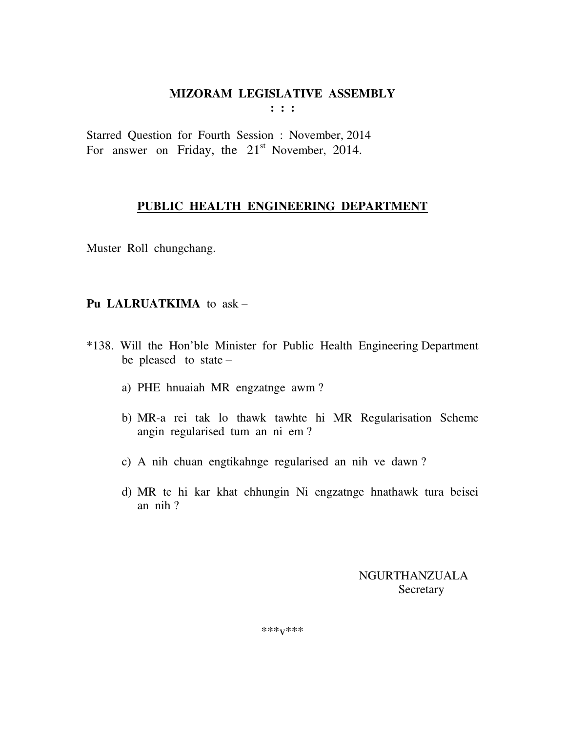# MIZORAM LEGISLATIVE ASSEMBLY

**: : :**

Starred Question for Fourth Session : November, 2014
For answer on Friday, the 21st November, 2014.

## PUBLIC HEALTH ENGINEERING DEPARTMENT

Muster Roll chungchang.

**Pu LALRUATKIMA** to ask –

*138. Will the Hon'ble Minister for Public Health Engineering Department be pleased to state –

a) PHE hnuaiah MR engzatnge awm ?

b) MR-a rei tak lo thawk tawhte hi MR Regularisation Scheme angin regularised tum an ni em ?

c) A nih chuan engtikahnge regularised an nih ve dawn ?

d) MR te hi kar khat chhungin Ni engzatnge hnathawk tura beisei an nih ?

NGURTHANZUALA
Secretary

\*\*\*v\*\*\*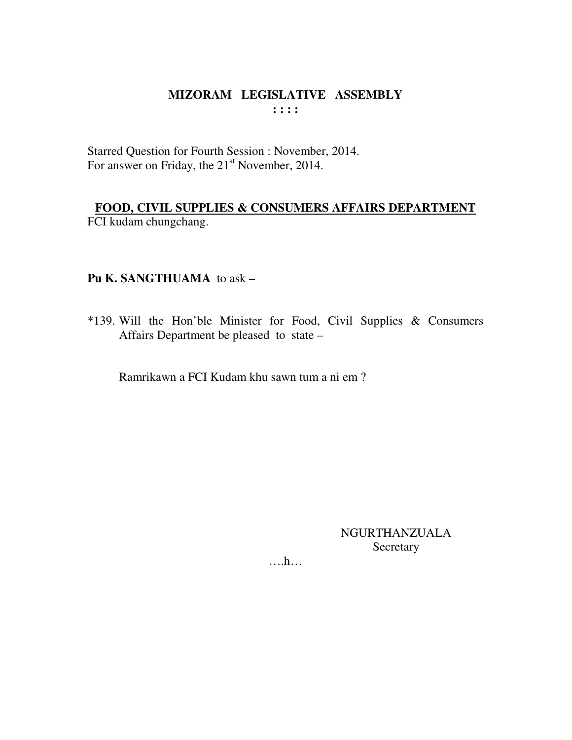# MIZORAM LEGISLATIVE ASSEMBLY

**: : : :**

Starred Question for Fourth Session : November, 2014.
For answer on Friday, the 21st November, 2014.

## FOOD, CIVIL SUPPLIES & CONSUMERS AFFAIRS DEPARTMENT

FCI kudam chungchang.

**Pu K. SANGTHUAMA** to ask –

*139. Will the Hon'ble Minister for Food, Civil Supplies & Consumers Affairs Department be pleased to state –

Ramrikawn a FCI Kudam khu sawn tum a ni em ?

NGURTHANZUALA
Secretary

….h…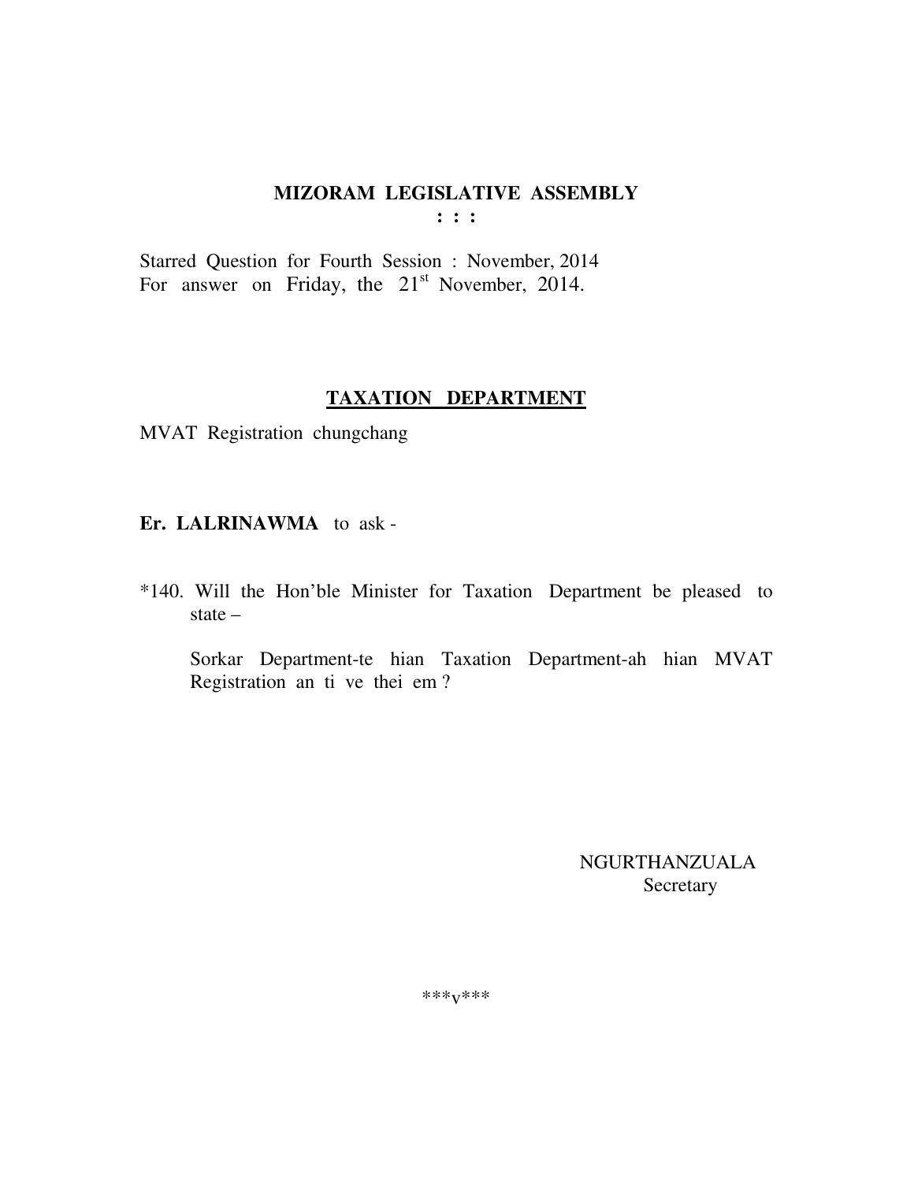**MIZORAM LEGISLATIVE ASSEMBLY**

**: : :**

Starred Question for Fourth Session : November, 2014
For answer on Friday, the 21st November, 2014.

**TAXATION DEPARTMENT**

MVAT Registration chungchang

**Er. LALRINAWMA** to ask -

*140. Will the Hon'ble Minister for Taxation Department be pleased to state –

Sorkar Department-te hian Taxation Department-ah hian MVAT Registration an ti ve thei em ?

NGURTHANZUALA
Secretary

***v***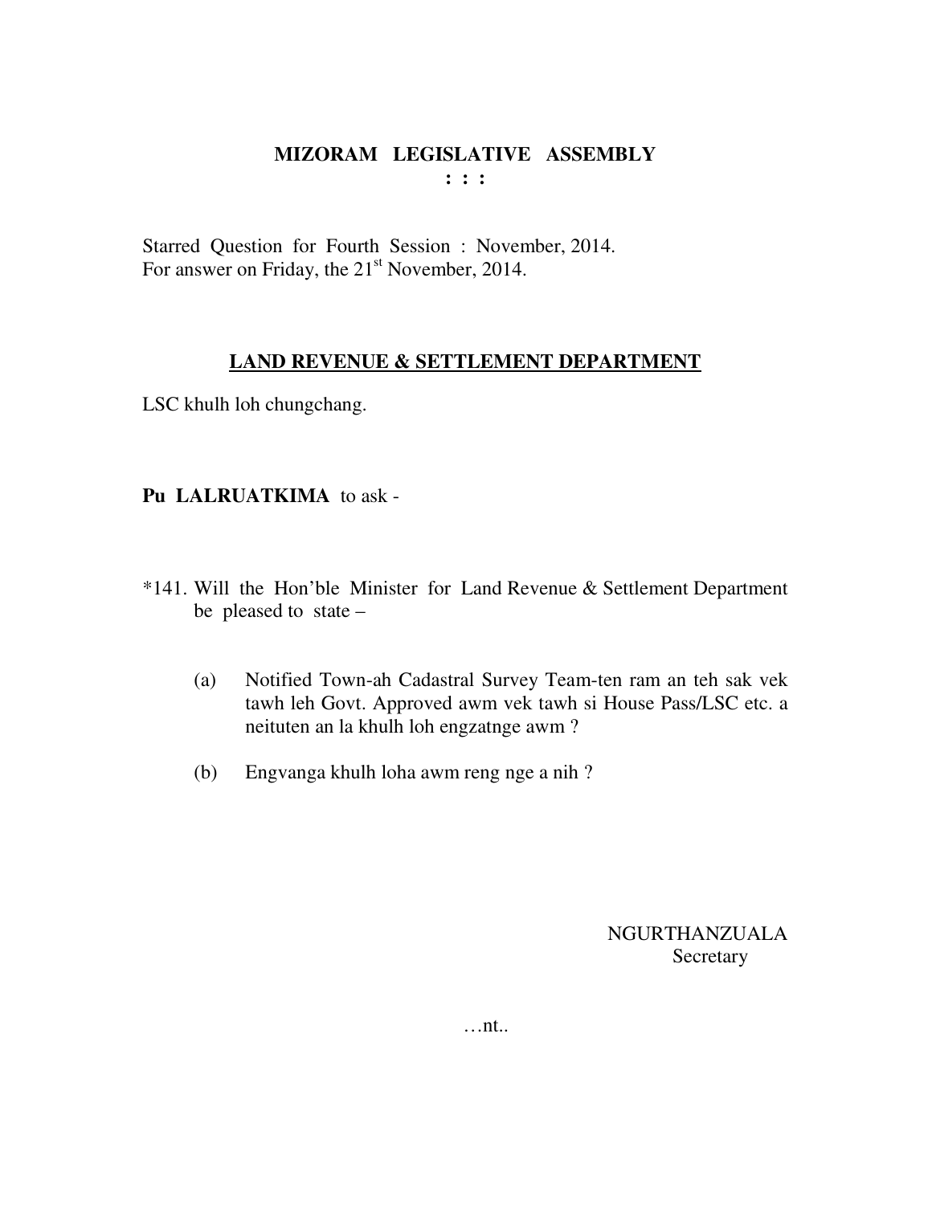# MIZORAM LEGISLATIVE ASSEMBLY

**: : :**

Starred Question for Fourth Session : November, 2014.
For answer on Friday, the 21st November, 2014.

## LAND REVENUE & SETTLEMENT DEPARTMENT

LSC khulh loh chungchang.

**Pu LALRUATKIMA** to ask -

*141. Will the Hon'ble Minister for Land Revenue & Settlement Department be pleased to state –

(a) Notified Town-ah Cadastral Survey Team-ten ram an teh sak vek tawh leh Govt. Approved awm vek tawh si House Pass/LSC etc. a neituten an la khulh loh engzatnge awm ?

(b) Engvanga khulh loha awm reng nge a nih ?

NGURTHANZUALA
Secretary

…nt..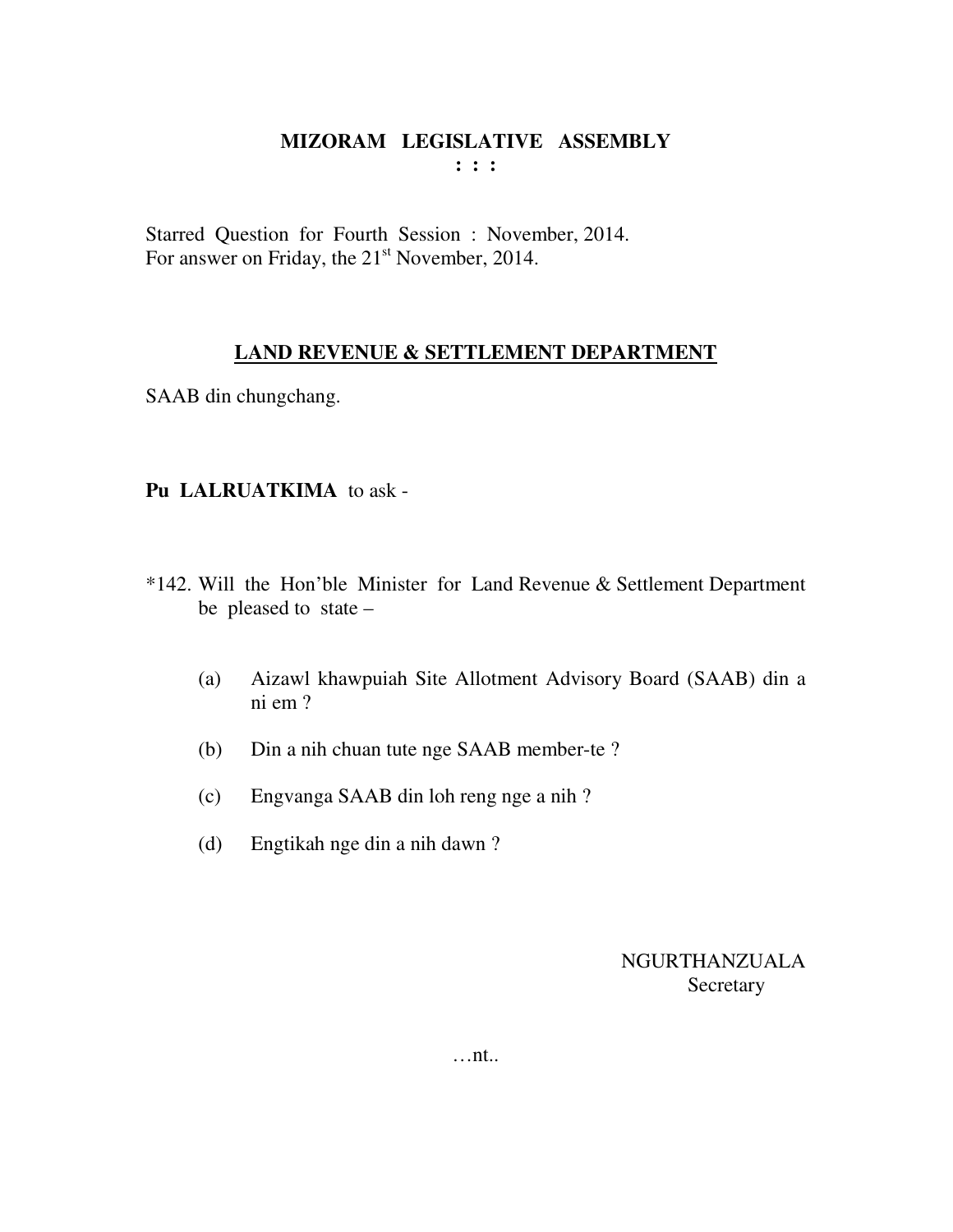# MIZORAM LEGISLATIVE ASSEMBLY

**: : :**

Starred Question for Fourth Session : November, 2014.
For answer on Friday, the 21st November, 2014.

## LAND REVENUE & SETTLEMENT DEPARTMENT

SAAB din chungchang.

**Pu LALRUATKIMA** to ask -

*142. Will the Hon'ble Minister for Land Revenue & Settlement Department be pleased to state –

(a) Aizawl khawpuiah Site Allotment Advisory Board (SAAB) din a ni em ?

(b) Din a nih chuan tute nge SAAB member-te ?

(c) Engvanga SAAB din loh reng nge a nih ?

(d) Engtikah nge din a nih dawn ?

NGURTHANZUALA
Secretary

…nt..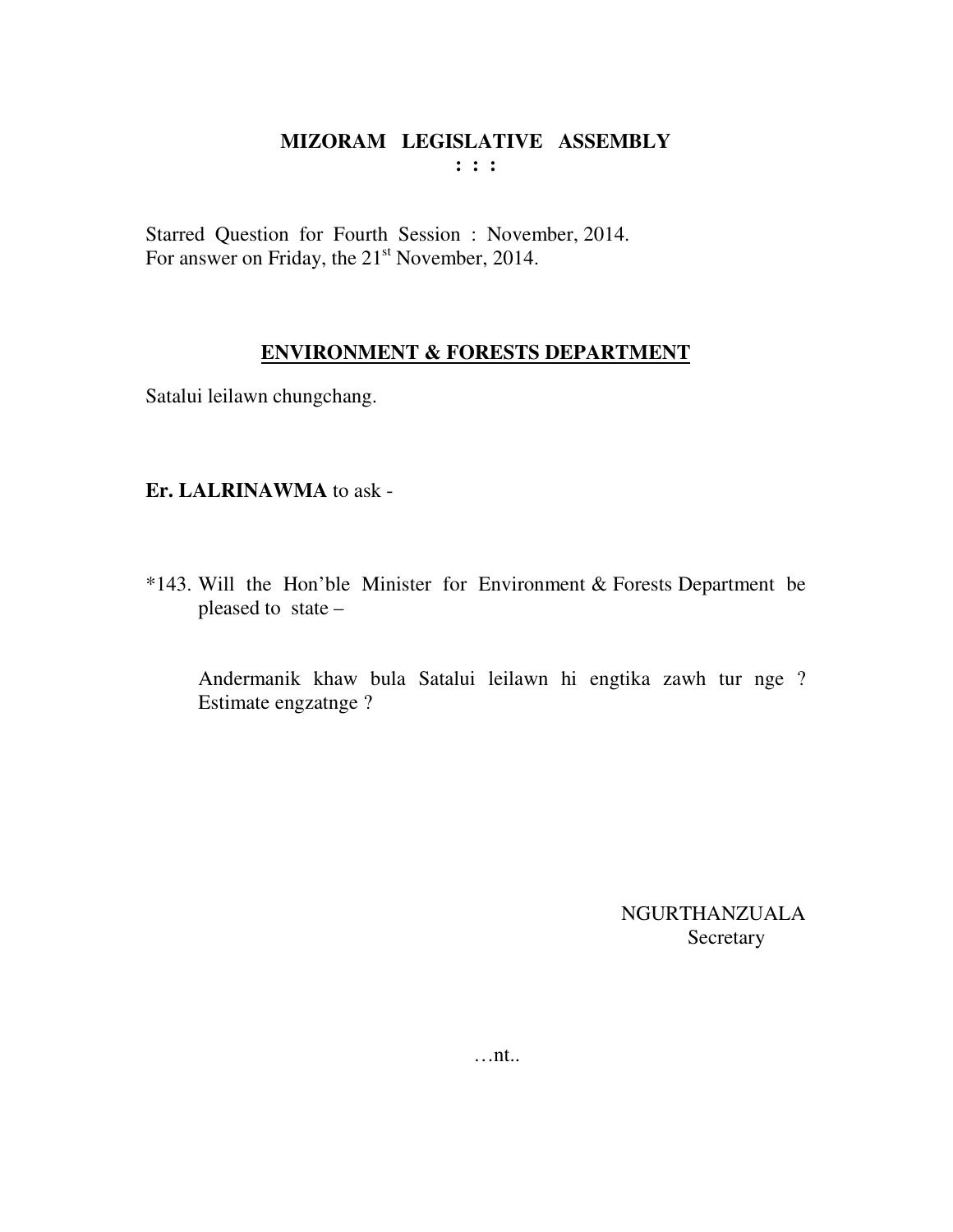**MIZORAM LEGISLATIVE ASSEMBLY**
**: : :**

Starred Question for Fourth Session : November, 2014.
For answer on Friday, the 21st November, 2014.

**ENVIRONMENT & FORESTS DEPARTMENT**

Satalui leilawn chungchang.

**Er. LALRINAWMA** to ask -

*143. Will the Hon'ble Minister for Environment & Forests Department be pleased to state –

Andermanik khaw bula Satalui leilawn hi engtika zawh tur nge ? Estimate engzatnge ?

NGURTHANZUALA
Secretary

…nt..